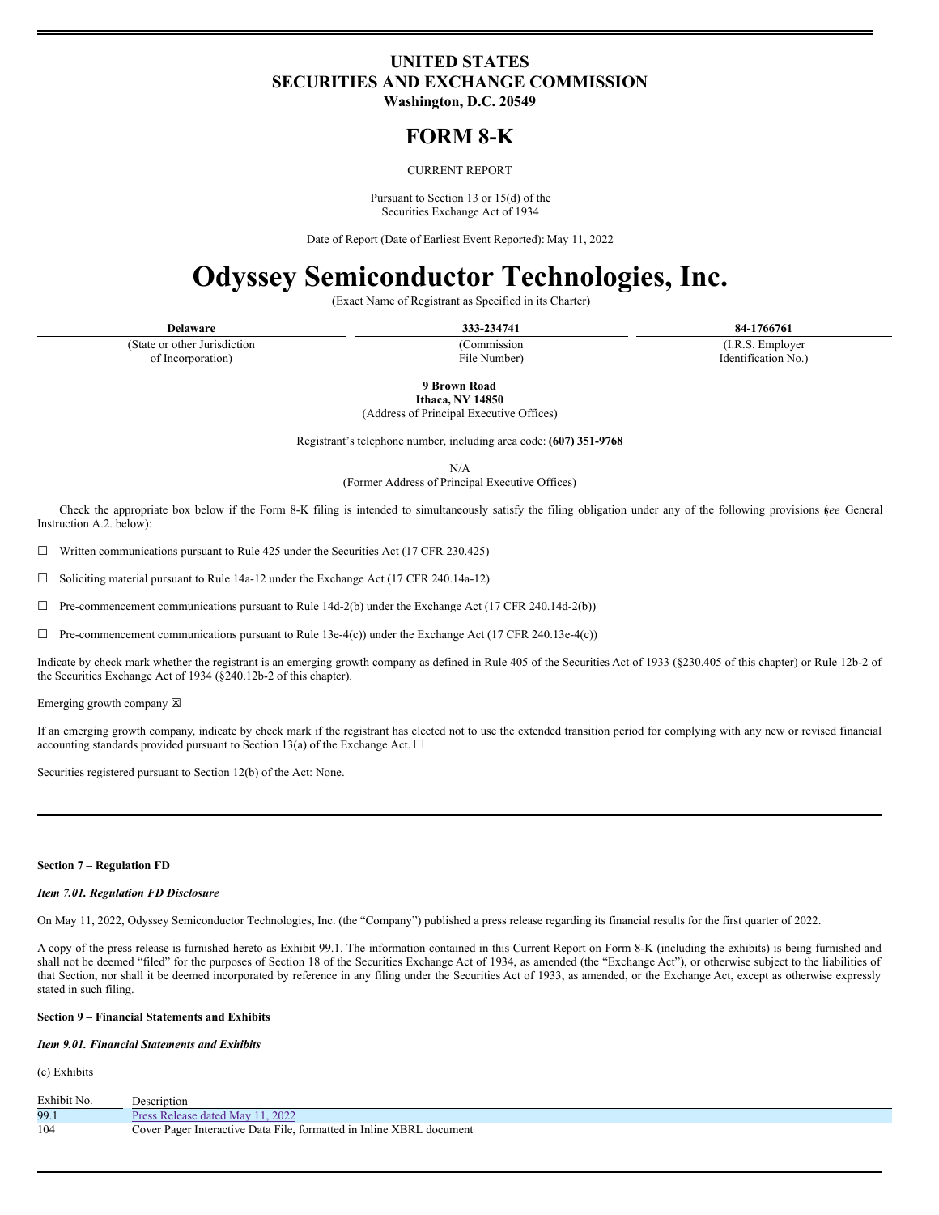# UNITED STATES
# SECURITIES AND EXCHANGE COMMISSION
**Washington, D.C. 20549**

# FORM 8-K

CURRENT REPORT

Pursuant to Section 13 or 15(d) of the
Securities Exchange Act of 1934

Date of Report (Date of Earliest Event Reported): May 11, 2022

# Odyssey Semiconductor Technologies, Inc.

(Exact Name of Registrant as Specified in its Charter)

| **Delaware** | **333-234741** | **84-1766761** |
|---|---|---|
| (State or other Jurisdiction of Incorporation) | (Commission File Number) | (I.R.S. Employer Identification No.) |

**9 Brown Road**
**Ithaca, NY 14850**
(Address of Principal Executive Offices)

Registrant's telephone number, including area code: **(607) 351-9768**

N/A
(Former Address of Principal Executive Offices)

Check the appropriate box below if the Form 8-K filing is intended to simultaneously satisfy the filing obligation under any of the following provisions (*see* General Instruction A.2. below):

☐ Written communications pursuant to Rule 425 under the Securities Act (17 CFR 230.425)

☐ Soliciting material pursuant to Rule 14a-12 under the Exchange Act (17 CFR 240.14a-12)

☐ Pre-commencement communications pursuant to Rule 14d-2(b) under the Exchange Act (17 CFR 240.14d-2(b))

☐ Pre-commencement communications pursuant to Rule 13e-4(c)) under the Exchange Act (17 CFR 240.13e-4(c))

Indicate by check mark whether the registrant is an emerging growth company as defined in Rule 405 of the Securities Act of 1933 (§230.405 of this chapter) or Rule 12b-2 of the Securities Exchange Act of 1934 (§240.12b-2 of this chapter).

Emerging growth company ☒

If an emerging growth company, indicate by check mark if the registrant has elected not to use the extended transition period for complying with any new or revised financial accounting standards provided pursuant to Section 13(a) of the Exchange Act. ☐

Securities registered pursuant to Section 12(b) of the Act: None.

**Section 7 – Regulation FD**

***Item 7.01. Regulation FD Disclosure***

On May 11, 2022, Odyssey Semiconductor Technologies, Inc. (the "Company") published a press release regarding its financial results for the first quarter of 2022.

A copy of the press release is furnished hereto as Exhibit 99.1. The information contained in this Current Report on Form 8-K (including the exhibits) is being furnished and shall not be deemed "filed" for the purposes of Section 18 of the Securities Exchange Act of 1934, as amended (the "Exchange Act"), or otherwise subject to the liabilities of that Section, nor shall it be deemed incorporated by reference in any filing under the Securities Act of 1933, as amended, or the Exchange Act, except as otherwise expressly stated in such filing.

**Section 9 – Financial Statements and Exhibits**

***Item 9.01. Financial Statements and Exhibits***

(c) Exhibits

| Exhibit No. | Description |
|---|---|
| 99.1 | Press Release dated May 11, 2022 |
| 104 | Cover Pager Interactive Data File, formatted in Inline XBRL document |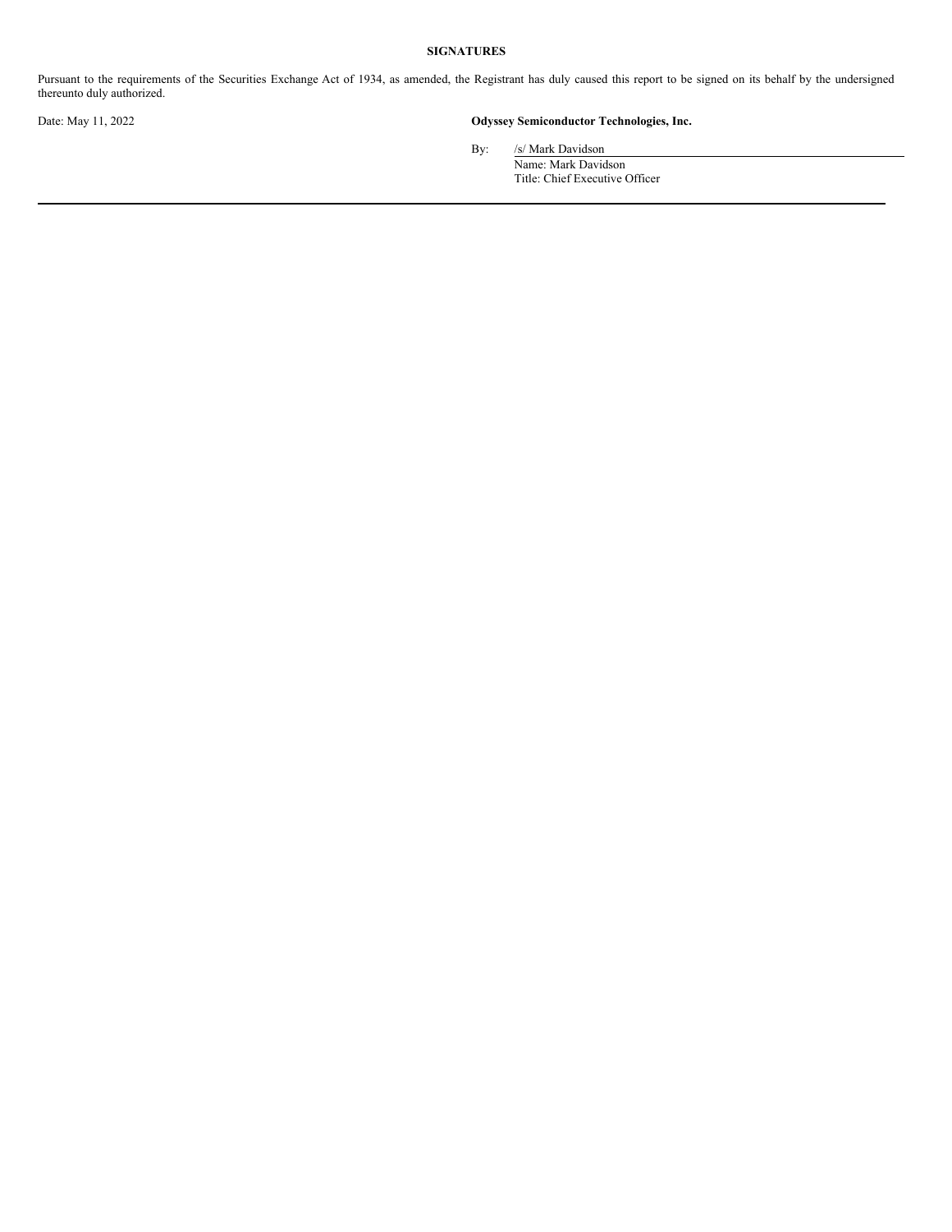**SIGNATURES**

Pursuant to the requirements of the Securities Exchange Act of 1934, as amended, the Registrant has duly caused this report to be signed on its behalf by the undersigned thereunto duly authorized.

Date: May 11, 2022

**Odyssey Semiconductor Technologies, Inc.**

By: /s/ Mark Davidson
Name: Mark Davidson
Title: Chief Executive Officer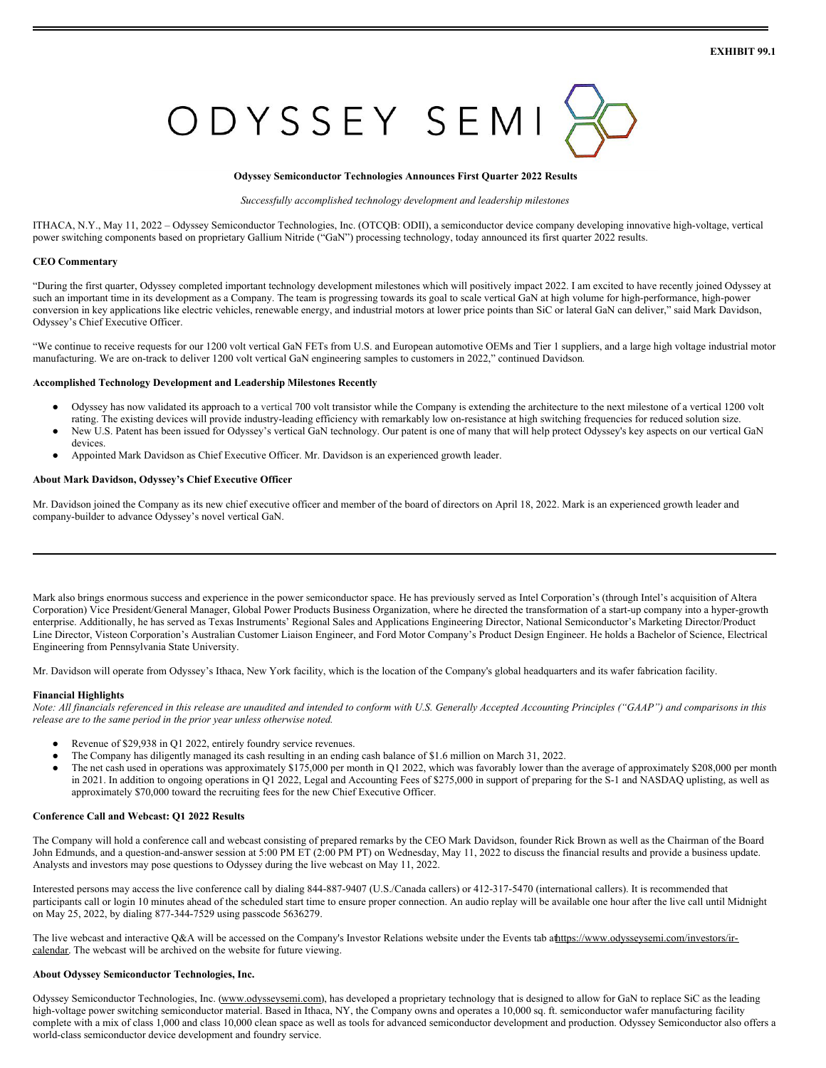**EXHIBIT 99.1**

ODYSSEY SEMI

**Odyssey Semiconductor Technologies Announces First Quarter 2022 Results**

*Successfully accomplished technology development and leadership milestones*

ITHACA, N.Y., May 11, 2022 – Odyssey Semiconductor Technologies, Inc. (OTCQB: ODII), a semiconductor device company developing innovative high-voltage, vertical power switching components based on proprietary Gallium Nitride ("GaN") processing technology, today announced its first quarter 2022 results.

**CEO Commentary**

"During the first quarter, Odyssey completed important technology development milestones which will positively impact 2022. I am excited to have recently joined Odyssey at such an important time in its development as a Company. The team is progressing towards its goal to scale vertical GaN at high volume for high-performance, high-power conversion in key applications like electric vehicles, renewable energy, and industrial motors at lower price points than SiC or lateral GaN can deliver," said Mark Davidson, Odyssey's Chief Executive Officer.

"We continue to receive requests for our 1200 volt vertical GaN FETs from U.S. and European automotive OEMs and Tier 1 suppliers, and a large high voltage industrial motor manufacturing. We are on-track to deliver 1200 volt vertical GaN engineering samples to customers in 2022," continued Davidson.

**Accomplished Technology Development and Leadership Milestones Recently**

- Odyssey has now validated its approach to a vertical 700 volt transistor while the Company is extending the architecture to the next milestone of a vertical 1200 volt rating. The existing devices will provide industry-leading efficiency with remarkably low on-resistance at high switching frequencies for reduced solution size.
- New U.S. Patent has been issued for Odyssey's vertical GaN technology. Our patent is one of many that will help protect Odyssey's key aspects on our vertical GaN devices.
- Appointed Mark Davidson as Chief Executive Officer. Mr. Davidson is an experienced growth leader.

**About Mark Davidson, Odyssey's Chief Executive Officer**

Mr. Davidson joined the Company as its new chief executive officer and member of the board of directors on April 18, 2022. Mark is an experienced growth leader and company-builder to advance Odyssey's novel vertical GaN.

Mark also brings enormous success and experience in the power semiconductor space. He has previously served as Intel Corporation's (through Intel's acquisition of Altera Corporation) Vice President/General Manager, Global Power Products Business Organization, where he directed the transformation of a start-up company into a hyper-growth enterprise. Additionally, he has served as Texas Instruments' Regional Sales and Applications Engineering Director, National Semiconductor's Marketing Director/Product Line Director, Visteon Corporation's Australian Customer Liaison Engineer, and Ford Motor Company's Product Design Engineer. He holds a Bachelor of Science, Electrical Engineering from Pennsylvania State University.

Mr. Davidson will operate from Odyssey's Ithaca, New York facility, which is the location of the Company's global headquarters and its wafer fabrication facility.

**Financial Highlights**

*Note: All financials referenced in this release are unaudited and intended to conform with U.S. Generally Accepted Accounting Principles ("GAAP") and comparisons in this release are to the same period in the prior year unless otherwise noted.*

- Revenue of $29,938 in Q1 2022, entirely foundry service revenues.
- The Company has diligently managed its cash resulting in an ending cash balance of $1.6 million on March 31, 2022.
- The net cash used in operations was approximately $175,000 per month in Q1 2022, which was favorably lower than the average of approximately $208,000 per month in 2021. In addition to ongoing operations in Q1 2022, Legal and Accounting Fees of $275,000 in support of preparing for the S-1 and NASDAQ uplisting, as well as approximately $70,000 toward the recruiting fees for the new Chief Executive Officer.

**Conference Call and Webcast: Q1 2022 Results**

The Company will hold a conference call and webcast consisting of prepared remarks by the CEO Mark Davidson, founder Rick Brown as well as the Chairman of the Board John Edmunds, and a question-and-answer session at 5:00 PM ET (2:00 PM PT) on Wednesday, May 11, 2022 to discuss the financial results and provide a business update. Analysts and investors may pose questions to Odyssey during the live webcast on May 11, 2022.

Interested persons may access the live conference call by dialing 844-887-9407 (U.S./Canada callers) or 412-317-5470 (international callers). It is recommended that participants call or login 10 minutes ahead of the scheduled start time to ensure proper connection. An audio replay will be available one hour after the live call until Midnight on May 25, 2022, by dialing 877-344-7529 using passcode 5636279.

The live webcast and interactive Q&A will be accessed on the Company's Investor Relations website under the Events tab at https://www.odysseysemi.com/investors/ir-calendar. The webcast will be archived on the website for future viewing.

**About Odyssey Semiconductor Technologies, Inc.**

Odyssey Semiconductor Technologies, Inc. (www.odysseysemi.com), has developed a proprietary technology that is designed to allow for GaN to replace SiC as the leading high-voltage power switching semiconductor material. Based in Ithaca, NY, the Company owns and operates a 10,000 sq. ft. semiconductor wafer manufacturing facility complete with a mix of class 1,000 and class 10,000 clean space as well as tools for advanced semiconductor development and production. Odyssey Semiconductor also offers a world-class semiconductor device development and foundry service.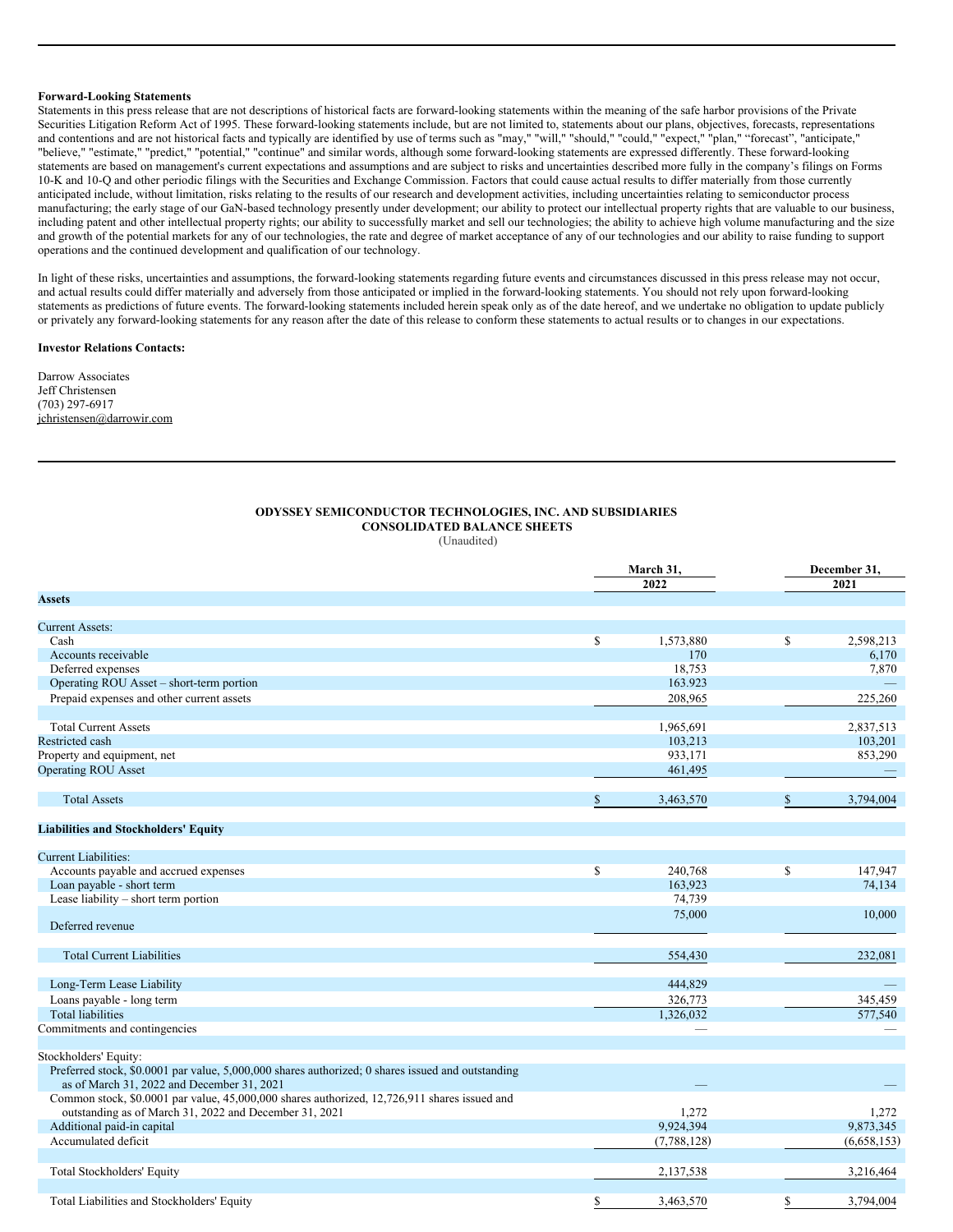**Forward-Looking Statements**

Statements in this press release that are not descriptions of historical facts are forward-looking statements within the meaning of the safe harbor provisions of the Private Securities Litigation Reform Act of 1995. These forward-looking statements include, but are not limited to, statements about our plans, objectives, forecasts, representations and contentions and are not historical facts and typically are identified by use of terms such as "may," "will," "should," "could," "expect," "plan," "forecast", "anticipate," "believe," "estimate," "predict," "potential," "continue" and similar words, although some forward-looking statements are expressed differently. These forward-looking statements are based on management's current expectations and assumptions and are subject to risks and uncertainties described more fully in the company's filings on Forms 10-K and 10-Q and other periodic filings with the Securities and Exchange Commission. Factors that could cause actual results to differ materially from those currently anticipated include, without limitation, risks relating to the results of our research and development activities, including uncertainties relating to semiconductor process manufacturing; the early stage of our GaN-based technology presently under development; our ability to protect our intellectual property rights that are valuable to our business, including patent and other intellectual property rights; our ability to successfully market and sell our technologies; the ability to achieve high volume manufacturing and the size and growth of the potential markets for any of our technologies, the rate and degree of market acceptance of any of our technologies and our ability to raise funding to support operations and the continued development and qualification of our technology.

In light of these risks, uncertainties and assumptions, the forward-looking statements regarding future events and circumstances discussed in this press release may not occur, and actual results could differ materially and adversely from those anticipated or implied in the forward-looking statements. You should not rely upon forward-looking statements as predictions of future events. The forward-looking statements included herein speak only as of the date hereof, and we undertake no obligation to update publicly or privately any forward-looking statements for any reason after the date of this release to conform these statements to actual results or to changes in our expectations.

**Investor Relations Contacts:**

Darrow Associates
Jeff Christensen
(703) 297-6917
jchristensen@darrowir.com

**ODYSSEY SEMICONDUCTOR TECHNOLOGIES, INC. AND SUBSIDIARIES**
**CONSOLIDATED BALANCE SHEETS**
(Unaudited)

| | March 31, 2022 | December 31, 2021 |
|---|---|---|
| **Assets** | | |
| Current Assets: | | |
| Cash | $ 1,573,880 | $ 2,598,213 |
| Accounts receivable | 170 | 6,170 |
| Deferred expenses | 18,753 | 7,870 |
| Operating ROU Asset – short-term portion | 163.923 | — |
| Prepaid expenses and other current assets | 208,965 | 225,260 |
| Total Current Assets | 1,965,691 | 2,837,513 |
| Restricted cash | 103,213 | 103,201 |
| Property and equipment, net | 933,171 | 853,290 |
| Operating ROU Asset | 461,495 | — |
| Total Assets | $ 3,463,570 | $ 3,794,004 |
| **Liabilities and Stockholders' Equity** | | |
| Current Liabilities: | | |
| Accounts payable and accrued expenses | $ 240,768 | $ 147,947 |
| Loan payable - short term | 163,923 | 74,134 |
| Lease liability – short term portion | 74,739 | |
| Deferred revenue | 75,000 | 10,000 |
| Total Current Liabilities | 554,430 | 232,081 |
| Long-Term Lease Liability | 444,829 | — |
| Loans payable - long term | 326,773 | 345,459 |
| Total liabilities | 1,326,032 | 577,540 |
| Commitments and contingencies | — | — |
| Stockholders' Equity: | | |
| Preferred stock, $0.0001 par value, 5,000,000 shares authorized; 0 shares issued and outstanding as of March 31, 2022 and December 31, 2021 | — | — |
| Common stock, $0.0001 par value, 45,000,000 shares authorized, 12,726,911 shares issued and outstanding as of March 31, 2022 and December 31, 2021 | 1,272 | 1,272 |
| Additional paid-in capital | 9,924,394 | 9,873,345 |
| Accumulated deficit | (7,788,128) | (6,658,153) |
| Total Stockholders' Equity | 2,137,538 | 3,216,464 |
| Total Liabilities and Stockholders' Equity | $ 3,463,570 | $ 3,794,004 |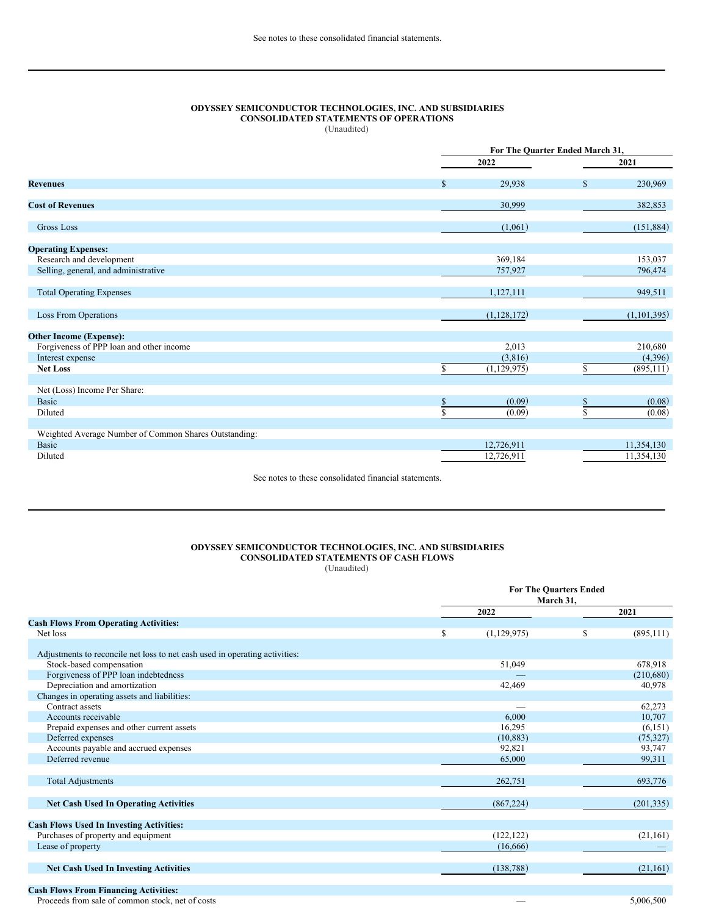See notes to these consolidated financial statements.

---

**ODYSSEY SEMICONDUCTOR TECHNOLOGIES, INC. AND SUBSIDIARIES**
**CONSOLIDATED STATEMENTS OF OPERATIONS**
(Unaudited)

| | For The Quarter Ended March 31, | |
|---|---|---|
| | 2022 | 2021 |
| **Revenues** | $ 29,938 | $ 230,969 |
| **Cost of Revenues** | 30,999 | 382,853 |
| Gross Loss | (1,061) | (151,884) |
| **Operating Expenses:** | | |
| Research and development | 369,184 | 153,037 |
| Selling, general, and administrative | 757,927 | 796,474 |
| Total Operating Expenses | 1,127,111 | 949,511 |
| Loss From Operations | (1,128,172) | (1,101,395) |
| **Other Income (Expense):** | | |
| Forgiveness of PPP loan and other income | 2,013 | 210,680 |
| Interest expense | (3,816) | (4,396) |
| **Net Loss** | $ (1,129,975) | $ (895,111) |
| Net (Loss) Income Per Share: | | |
| Basic | $ (0.09) | $ (0.08) |
| Diluted | $ (0.09) | $ (0.08) |
| Weighted Average Number of Common Shares Outstanding: | | |
| Basic | 12,726,911 | 11,354,130 |
| Diluted | 12,726,911 | 11,354,130 |

See notes to these consolidated financial statements.

---

**ODYSSEY SEMICONDUCTOR TECHNOLOGIES, INC. AND SUBSIDIARIES**
**CONSOLIDATED STATEMENTS OF CASH FLOWS**
(Unaudited)

| | For The Quarters Ended March 31, | |
|---|---|---|
| | 2022 | 2021 |
| **Cash Flows From Operating Activities:** | | |
| Net loss | $ (1,129,975) | $ (895,111) |
| Adjustments to reconcile net loss to net cash used in operating activities: | | |
| Stock-based compensation | 51,049 | 678,918 |
| Forgiveness of PPP loan indebtedness | — | (210,680) |
| Depreciation and amortization | 42,469 | 40,978 |
| Changes in operating assets and liabilities: | | |
| Contract assets | — | 62,273 |
| Accounts receivable | 6,000 | 10,707 |
| Prepaid expenses and other current assets | 16,295 | (6,151) |
| Deferred expenses | (10,883) | (75,327) |
| Accounts payable and accrued expenses | 92,821 | 93,747 |
| Deferred revenue | 65,000 | 99,311 |
| Total Adjustments | 262,751 | 693,776 |
| **Net Cash Used In Operating Activities** | (867,224) | (201,335) |
| **Cash Flows Used In Investing Activities:** | | |
| Purchases of property and equipment | (122,122) | (21,161) |
| Lease of property | (16,666) | — |
| **Net Cash Used In Investing Activities** | (138,788) | (21,161) |
| **Cash Flows From Financing Activities:** | | |
| Proceeds from sale of common stock, net of costs | — | 5,006,500 |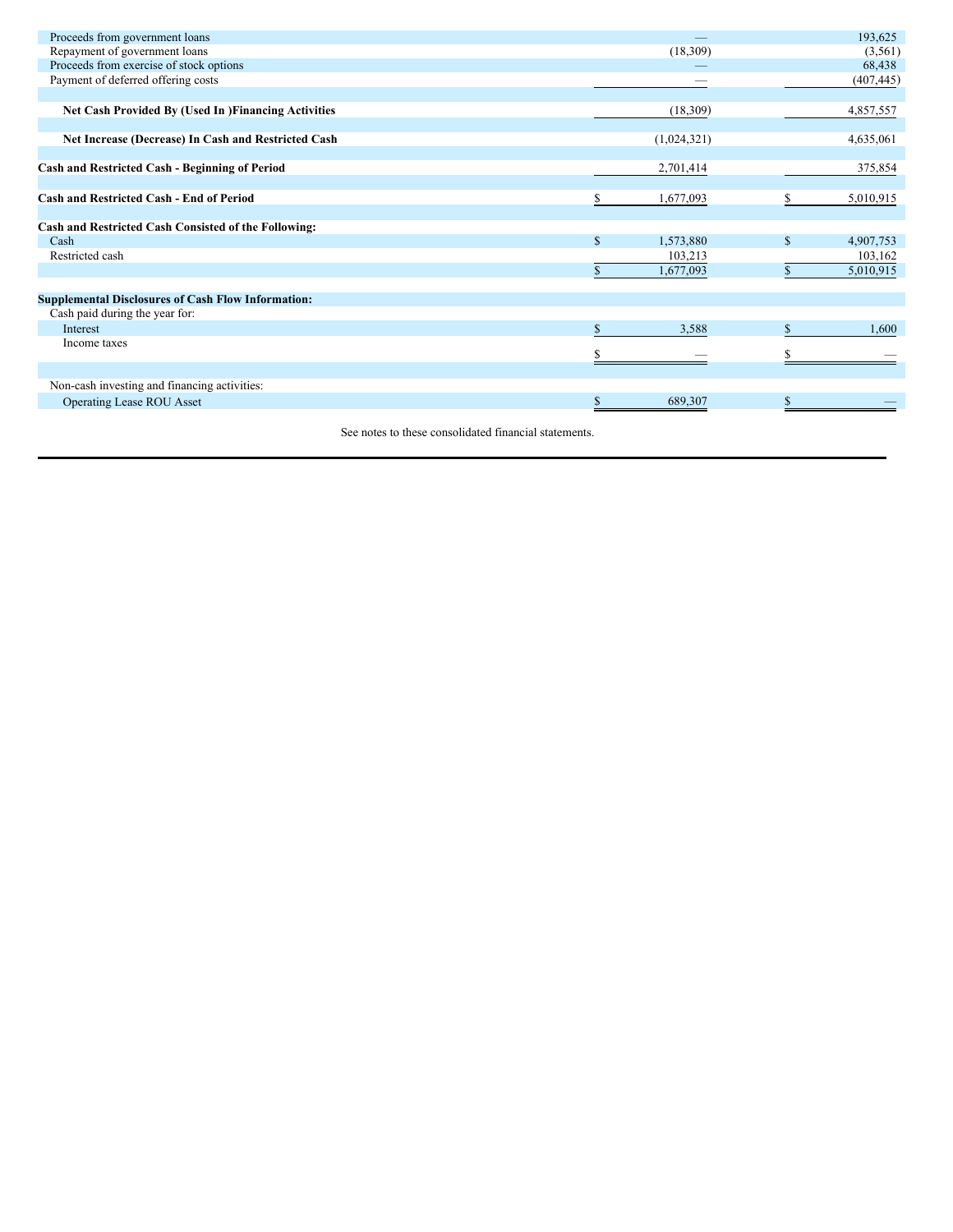| | | |
|---|---|---|
| Proceeds from government loans | — | 193,625 |
| Repayment of government loans | (18,309) | (3,561) |
| Proceeds from exercise of stock options | — | 68,438 |
| Payment of deferred offering costs | — | (407,445) |
| | | |
| **Net Cash Provided By (Used In )Financing Activities** | (18,309) | 4,857,557 |
| | | |
| **Net Increase (Decrease) In Cash and Restricted Cash** | (1,024,321) | 4,635,061 |
| | | |
| **Cash and Restricted Cash - Beginning of Period** | 2,701,414 | 375,854 |
| | | |
| **Cash and Restricted Cash - End of Period** | $ 1,677,093 | $ 5,010,915 |
| | | |
| **Cash and Restricted Cash Consisted of the Following:** | | |
| Cash | $ 1,573,880 | $ 4,907,753 |
| Restricted cash | 103,213 | 103,162 |
| | $ 1,677,093 | $ 5,010,915 |
| | | |
| **Supplemental Disclosures of Cash Flow Information:** | | |
| Cash paid during the year for: | | |
| Interest | $ 3,588 | $ 1,600 |
| Income taxes | $ — | $ — |
| | | |
| Non-cash investing and financing activities: | | |
| Operating Lease ROU Asset | $ 689,307 | $ — |

See notes to these consolidated financial statements.